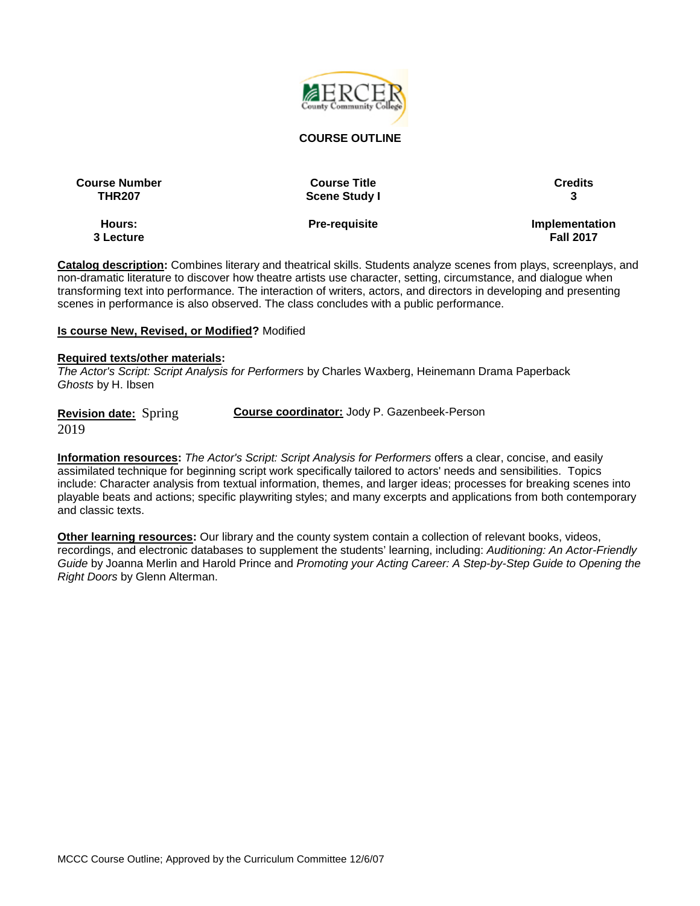**COURSE OUTLINE**

| Course Number | Course Title | Credits |
| --- | --- | --- |
| THR207 | Scene Study I | 3 |
| **Hours:** 3 Lecture | **Pre-requisite** | **Implementation** Fall 2017 |

**Catalog description:** Combines literary and theatrical skills. Students analyze scenes from plays, screenplays, and non-dramatic literature to discover how theatre artists use character, setting, circumstance, and dialogue when transforming text into performance. The interaction of writers, actors, and directors in developing and presenting scenes in performance is also observed. The class concludes with a public performance.

**Is course New, Revised, or Modified?** Modified

**Required texts/other materials:**
*The Actor's Script: Script Analysis for Performers* by Charles Waxberg, Heinemann Drama Paperback
*Ghosts* by H. Ibsen

**Revision date:** Spring 2019

**Course coordinator:** Jody P. Gazenbeek-Person

**Information resources:** *The Actor's Script: Script Analysis for Performers* offers a clear, concise, and easily assimilated technique for beginning script work specifically tailored to actors' needs and sensibilities. Topics include: Character analysis from textual information, themes, and larger ideas; processes for breaking scenes into playable beats and actions; specific playwriting styles; and many excerpts and applications from both contemporary and classic texts.

**Other learning resources:** Our library and the county system contain a collection of relevant books, videos, recordings, and electronic databases to supplement the students' learning, including: *Auditioning: An Actor-Friendly Guide* by Joanna Merlin and Harold Prince and *Promoting your Acting Career: A Step-by-Step Guide to Opening the Right Doors* by Glenn Alterman.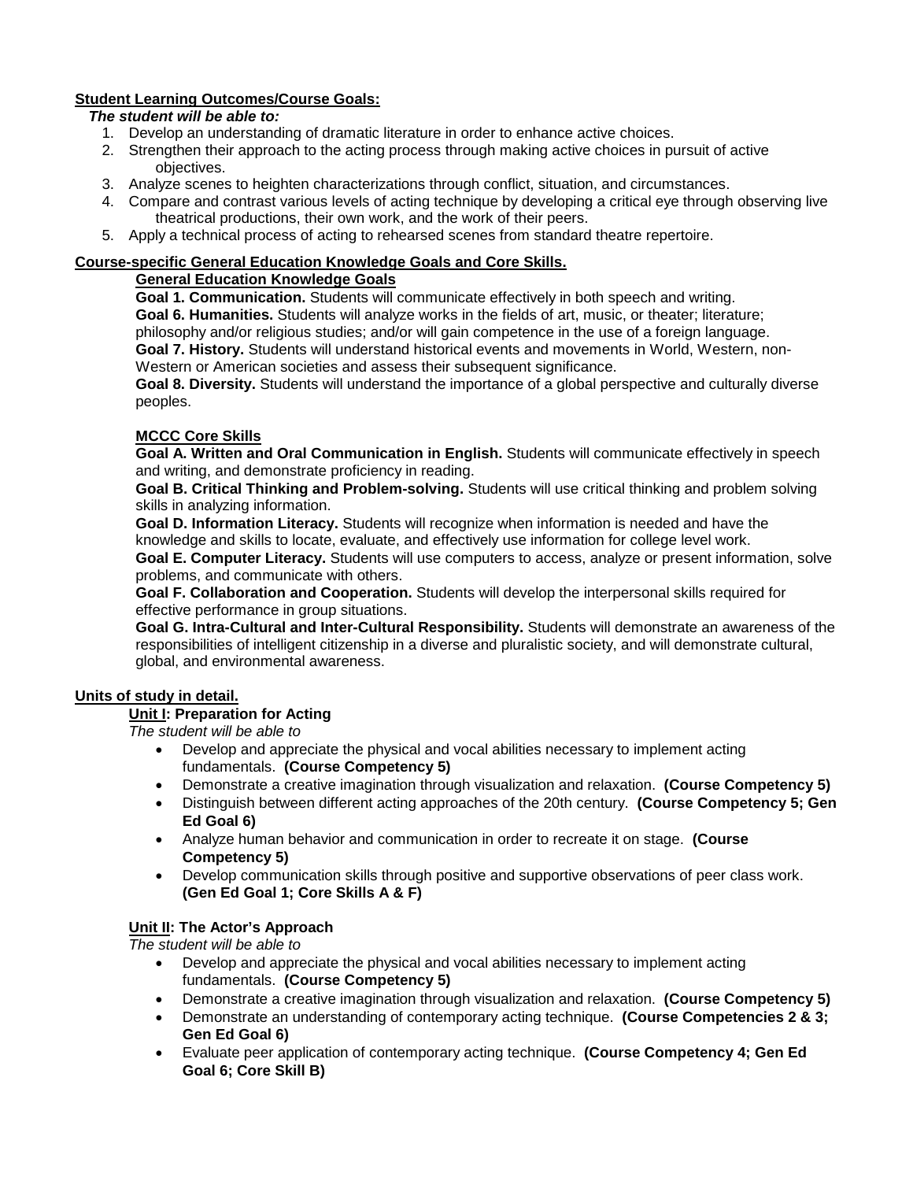**Student Learning Outcomes/Course Goals:**

***The student will be able to:***

1. Develop an understanding of dramatic literature in order to enhance active choices.
2. Strengthen their approach to the acting process through making active choices in pursuit of active objectives.
3. Analyze scenes to heighten characterizations through conflict, situation, and circumstances.
4. Compare and contrast various levels of acting technique by developing a critical eye through observing live theatrical productions, their own work, and the work of their peers.
5. Apply a technical process of acting to rehearsed scenes from standard theatre repertoire.

**Course-specific General Education Knowledge Goals and Core Skills.**

**General Education Knowledge Goals**

**Goal 1. Communication.** Students will communicate effectively in both speech and writing.
**Goal 6. Humanities.** Students will analyze works in the fields of art, music, or theater; literature; philosophy and/or religious studies; and/or will gain competence in the use of a foreign language.
**Goal 7. History.** Students will understand historical events and movements in World, Western, non-Western or American societies and assess their subsequent significance.
**Goal 8. Diversity.** Students will understand the importance of a global perspective and culturally diverse peoples.

**MCCC Core Skills**

**Goal A. Written and Oral Communication in English.** Students will communicate effectively in speech and writing, and demonstrate proficiency in reading.
**Goal B. Critical Thinking and Problem-solving.** Students will use critical thinking and problem solving skills in analyzing information.
**Goal D. Information Literacy.** Students will recognize when information is needed and have the knowledge and skills to locate, evaluate, and effectively use information for college level work.
**Goal E. Computer Literacy.** Students will use computers to access, analyze or present information, solve problems, and communicate with others.
**Goal F. Collaboration and Cooperation.** Students will develop the interpersonal skills required for effective performance in group situations.
**Goal G. Intra-Cultural and Inter-Cultural Responsibility.** Students will demonstrate an awareness of the responsibilities of intelligent citizenship in a diverse and pluralistic society, and will demonstrate cultural, global, and environmental awareness.

**Units of study in detail.**

**Unit I: Preparation for Acting**

*The student will be able to*

- Develop and appreciate the physical and vocal abilities necessary to implement acting fundamentals. **(Course Competency 5)**
- Demonstrate a creative imagination through visualization and relaxation. **(Course Competency 5)**
- Distinguish between different acting approaches of the 20th century. **(Course Competency 5; Gen Ed Goal 6)**
- Analyze human behavior and communication in order to recreate it on stage. **(Course Competency 5)**
- Develop communication skills through positive and supportive observations of peer class work. **(Gen Ed Goal 1; Core Skills A & F)**

**Unit II: The Actor's Approach**

*The student will be able to*

- Develop and appreciate the physical and vocal abilities necessary to implement acting fundamentals. **(Course Competency 5)**
- Demonstrate a creative imagination through visualization and relaxation. **(Course Competency 5)**
- Demonstrate an understanding of contemporary acting technique. **(Course Competencies 2 & 3; Gen Ed Goal 6)**
- Evaluate peer application of contemporary acting technique. **(Course Competency 4; Gen Ed Goal 6; Core Skill B)**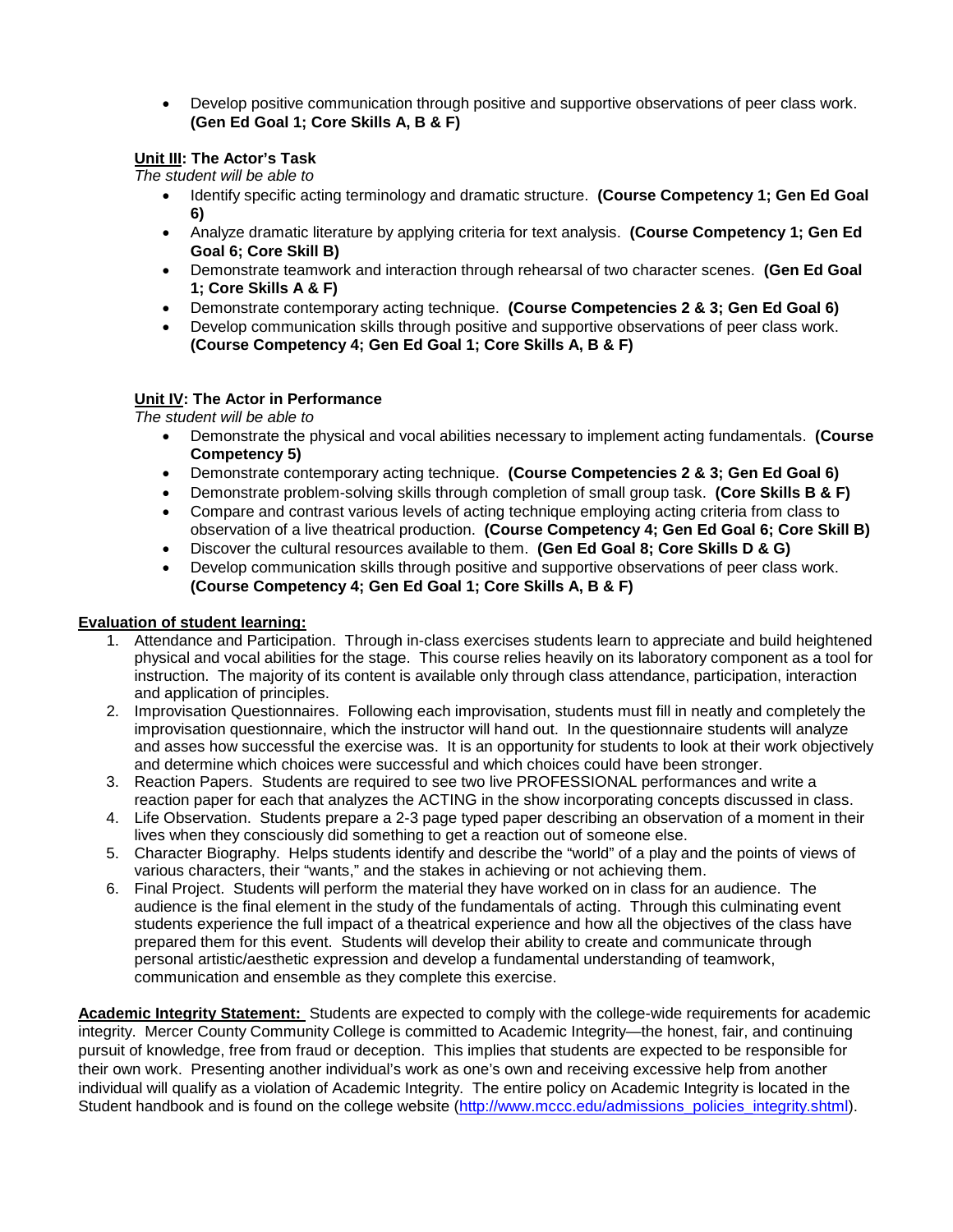- Develop positive communication through positive and supportive observations of peer class work. **(Gen Ed Goal 1; Core Skills A, B & F)**

**Unit III: The Actor's Task**

*The student will be able to*

- Identify specific acting terminology and dramatic structure. **(Course Competency 1; Gen Ed Goal 6)**
- Analyze dramatic literature by applying criteria for text analysis. **(Course Competency 1; Gen Ed Goal 6; Core Skill B)**
- Demonstrate teamwork and interaction through rehearsal of two character scenes. **(Gen Ed Goal 1; Core Skills A & F)**
- Demonstrate contemporary acting technique. **(Course Competencies 2 & 3; Gen Ed Goal 6)**
- Develop communication skills through positive and supportive observations of peer class work. **(Course Competency 4; Gen Ed Goal 1; Core Skills A, B & F)**

**Unit IV: The Actor in Performance**

*The student will be able to*

- Demonstrate the physical and vocal abilities necessary to implement acting fundamentals. **(Course Competency 5)**
- Demonstrate contemporary acting technique. **(Course Competencies 2 & 3; Gen Ed Goal 6)**
- Demonstrate problem-solving skills through completion of small group task. **(Core Skills B & F)**
- Compare and contrast various levels of acting technique employing acting criteria from class to observation of a live theatrical production. **(Course Competency 4; Gen Ed Goal 6; Core Skill B)**
- Discover the cultural resources available to them. **(Gen Ed Goal 8; Core Skills D & G)**
- Develop communication skills through positive and supportive observations of peer class work. **(Course Competency 4; Gen Ed Goal 1; Core Skills A, B & F)**

**Evaluation of student learning:**

1. Attendance and Participation. Through in-class exercises students learn to appreciate and build heightened physical and vocal abilities for the stage. This course relies heavily on its laboratory component as a tool for instruction. The majority of its content is available only through class attendance, participation, interaction and application of principles.
2. Improvisation Questionnaires. Following each improvisation, students must fill in neatly and completely the improvisation questionnaire, which the instructor will hand out. In the questionnaire students will analyze and asses how successful the exercise was. It is an opportunity for students to look at their work objectively and determine which choices were successful and which choices could have been stronger.
3. Reaction Papers. Students are required to see two live PROFESSIONAL performances and write a reaction paper for each that analyzes the ACTING in the show incorporating concepts discussed in class.
4. Life Observation. Students prepare a 2-3 page typed paper describing an observation of a moment in their lives when they consciously did something to get a reaction out of someone else.
5. Character Biography. Helps students identify and describe the "world" of a play and the points of views of various characters, their "wants," and the stakes in achieving or not achieving them.
6. Final Project. Students will perform the material they have worked on in class for an audience. The audience is the final element in the study of the fundamentals of acting. Through this culminating event students experience the full impact of a theatrical experience and how all the objectives of the class have prepared them for this event. Students will develop their ability to create and communicate through personal artistic/aesthetic expression and develop a fundamental understanding of teamwork, communication and ensemble as they complete this exercise.

**Academic Integrity Statement:** Students are expected to comply with the college-wide requirements for academic integrity. Mercer County Community College is committed to Academic Integrity—the honest, fair, and continuing pursuit of knowledge, free from fraud or deception. This implies that students are expected to be responsible for their own work. Presenting another individual's work as one's own and receiving excessive help from another individual will qualify as a violation of Academic Integrity. The entire policy on Academic Integrity is located in the Student handbook and is found on the college website (http://www.mccc.edu/admissions_policies_integrity.shtml).